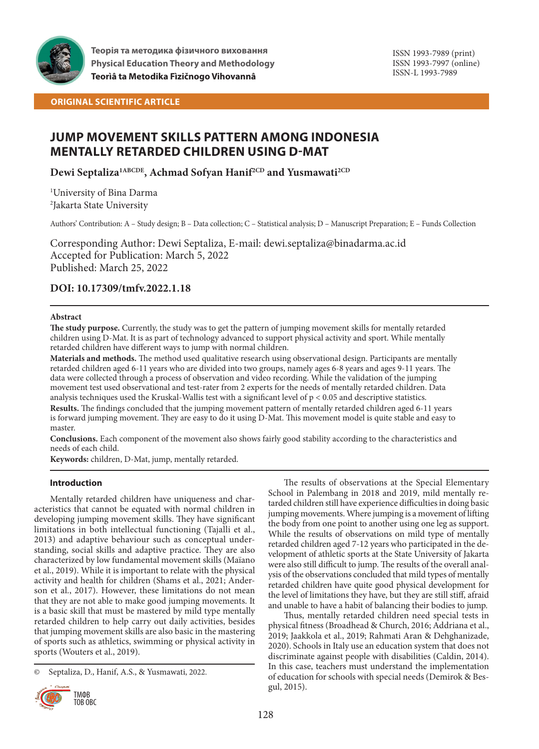Теорія та методика фізичного виховання
Physical Education Theory and Methodology
Teorìâ ta Metodika Fìzičnogo Vihovannâ

ISSN 1993-7989 (print)
ISSN 1993-7997 (online)
ISSN-L 1993-7989

**ORIGINAL SCIENTIFIC ARTICLE**

# JUMP MOVEMENT SKILLS PATTERN AMONG INDONESIA MENTALLY RETARDED CHILDREN USING D-MAT

**Dewi Septaliza[1ABCDE], Achmad Sofyan Hanif[2CD] and Yusmawati[2CD]**

[1]University of Bina Darma
[2]Jakarta State University

Authors' Contribution: A – Study design; B – Data collection; C – Statistical analysis; D – Manuscript Preparation; E – Funds Collection

Corresponding Author: Dewi Septaliza, E-mail: dewi.septaliza@binadarma.ac.id
Accepted for Publication: March 5, 2022
Published: March 25, 2022

**DOI: 10.17309/tmfv.2022.1.18**

### Abstract

**The study purpose.** Currently, the study was to get the pattern of jumping movement skills for mentally retarded children using D-Mat. It is as part of technology advanced to support physical activity and sport. While mentally retarded children have different ways to jump with normal children.

**Materials and methods.** The method used qualitative research using observational design. Participants are mentally retarded children aged 6-11 years who are divided into two groups, namely ages 6-8 years and ages 9-11 years. The data were collected through a process of observation and video recording. While the validation of the jumping movement test used observational and test-rater from 2 experts for the needs of mentally retarded children. Data analysis techniques used the Kruskal-Wallis test with a significant level of $p < 0.05$ and descriptive statistics.

**Results.** The findings concluded that the jumping movement pattern of mentally retarded children aged 6-11 years is forward jumping movement. They are easy to do it using D-Mat. This movement model is quite stable and easy to master.

**Conclusions.** Each component of the movement also shows fairly good stability according to the characteristics and needs of each child.

**Keywords:** children, D-Mat, jump, mentally retarded.

## Introduction

Mentally retarded children have uniqueness and characteristics that cannot be equated with normal children in developing jumping movement skills. They have significant limitations in both intellectual functioning (Tajalli et al., 2013) and adaptive behaviour such as conceptual understanding, social skills and adaptive practice. They are also characterized by low fundamental movement skills (Maïano et al., 2019). While it is important to relate with the physical activity and health for children (Shams et al., 2021; Anderson et al., 2017). However, these limitations do not mean that they are not able to make good jumping movements. It is a basic skill that must be mastered by mild type mentally retarded children to help carry out daily activities, besides that jumping movement skills are also basic in the mastering of sports such as athletics, swimming or physical activity in sports (Wouters et al., 2019).

The results of observations at the Special Elementary School in Palembang in 2018 and 2019, mild mentally retarded children still have experience difficulties in doing basic jumping movements. Where jumping is a movement of lifting the body from one point to another using one leg as support. While the results of observations on mild type of mentally retarded children aged 7-12 years who participated in the development of athletic sports at the State University of Jakarta were also still difficult to jump. The results of the overall analysis of the observations concluded that mild types of mentally retarded children have quite good physical development for the level of limitations they have, but they are still stiff, afraid and unable to have a habit of balancing their bodies to jump.

Thus, mentally retarded children need special tests in physical fitness (Broadhead & Church, 2016; Addriana et al., 2019; Jaakkola et al., 2019; Rahmati Aran & Dehghanizade, 2020). Schools in Italy use an education system that does not discriminate against people with disabilities (Caldin, 2014). In this case, teachers must understand the implementation of education for schools with special needs (Demirok & Besgul, 2015).

© Septaliza, D., Hanif, A.S., & Yusmawati, 2022.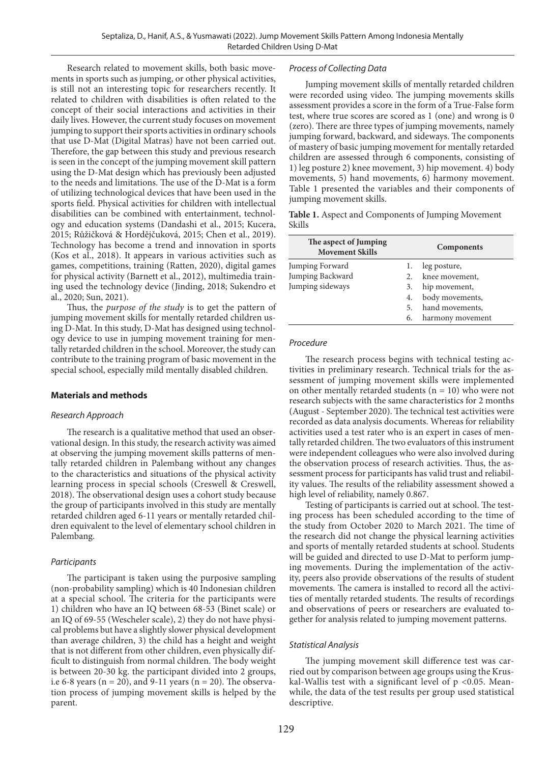Research related to movement skills, both basic movements in sports such as jumping, or other physical activities, is still not an interesting topic for researchers recently. It related to children with disabilities is often related to the concept of their social interactions and activities in their daily lives. However, the current study focuses on movement jumping to support their sports activities in ordinary schools that use D-Mat (Digital Matras) have not been carried out. Therefore, the gap between this study and previous research is seen in the concept of the jumping movement skill pattern using the D-Mat design which has previously been adjusted to the needs and limitations. The use of the D-Mat is a form of utilizing technological devices that have been used in the sports field. Physical activities for children with intellectual disabilities can be combined with entertainment, technology and education systems (Dandashi et al., 2015; Kucera, 2015; Růžičková & Hordějčuková, 2015; Chen et al., 2019). Technology has become a trend and innovation in sports (Kos et al., 2018). It appears in various activities such as games, competitions, training (Ratten, 2020), digital games for physical activity (Barnett et al., 2012), multimedia training used the technology device (Jinding, 2018; Sukendro et al., 2020; Sun, 2021).

Thus, the *purpose of the study* is to get the pattern of jumping movement skills for mentally retarded children using D-Mat. In this study, D-Mat has designed using technology device to use in jumping movement training for mentally retarded children in the school. Moreover, the study can contribute to the training program of basic movement in the special school, especially mild mentally disabled children.

## Materials and methods

### *Research Approach*

The research is a qualitative method that used an observational design. In this study, the research activity was aimed at observing the jumping movement skills patterns of mentally retarded children in Palembang without any changes to the characteristics and situations of the physical activity learning process in special schools (Creswell & Creswell, 2018). The observational design uses a cohort study because the group of participants involved in this study are mentally retarded children aged 6-11 years or mentally retarded children equivalent to the level of elementary school children in Palembang.

### *Participants*

The participant is taken using the purposive sampling (non-probability sampling) which is 40 Indonesian children at a special school. The criteria for the participants were 1) children who have an IQ between 68-53 (Binet scale) or an IQ of 69-55 (Wescheler scale), 2) they do not have physical problems but have a slightly slower physical development than average children, 3) the child has a height and weight that is not different from other children, even physically difficult to distinguish from normal children. The body weight is between 20-30 kg. the participant divided into 2 groups, i.e 6-8 years ($n = 20$), and 9-11 years ($n = 20$). The observation process of jumping movement skills is helped by the parent.

### *Process of Collecting Data*

Jumping movement skills of mentally retarded children were recorded using video. The jumping movements skills assessment provides a score in the form of a True-False form test, where true scores are scored as 1 (one) and wrong is 0 (zero). There are three types of jumping movements, namely jumping forward, backward, and sideways. The components of mastery of basic jumping movement for mentally retarded children are assessed through 6 components, consisting of 1) leg posture 2) knee movement, 3) hip movement. 4) body movements, 5) hand movements, 6) harmony movement. Table 1 presented the variables and their components of jumping movement skills.

**Table 1.** Aspect and Components of Jumping Movement Skills

| The aspect of Jumping Movement Skills | Components |
|---|---|
| Jumping Forward<br>Jumping Backward<br>Jumping sideways | 1. leg posture,<br>2. knee movement,<br>3. hip movement,<br>4. body movements,<br>5. hand movements,<br>6. harmony movement |

### *Procedure*

The research process begins with technical testing activities in preliminary research. Technical trials for the assessment of jumping movement skills were implemented on other mentally retarded students ($n = 10$) who were not research subjects with the same characteristics for 2 months (August - September 2020). The technical test activities were recorded as data analysis documents. Whereas for reliability activities used a test rater who is an expert in cases of mentally retarded children. The two evaluators of this instrument were independent colleagues who were also involved during the observation process of research activities. Thus, the assessment process for participants has valid trust and reliability values. The results of the reliability assessment showed a high level of reliability, namely 0.867.

Testing of participants is carried out at school. The testing process has been scheduled according to the time of the study from October 2020 to March 2021. The time of the research did not change the physical learning activities and sports of mentally retarded students at school. Students will be guided and directed to use D-Mat to perform jumping movements. During the implementation of the activity, peers also provide observations of the results of student movements. The camera is installed to record all the activities of mentally retarded students. The results of recordings and observations of peers or researchers are evaluated together for analysis related to jumping movement patterns.

### *Statistical Analysis*

The jumping movement skill difference test was carried out by comparison between age groups using the Kruskal-Wallis test with a significant level of $p < 0.05$. Meanwhile, the data of the test results per group used statistical descriptive.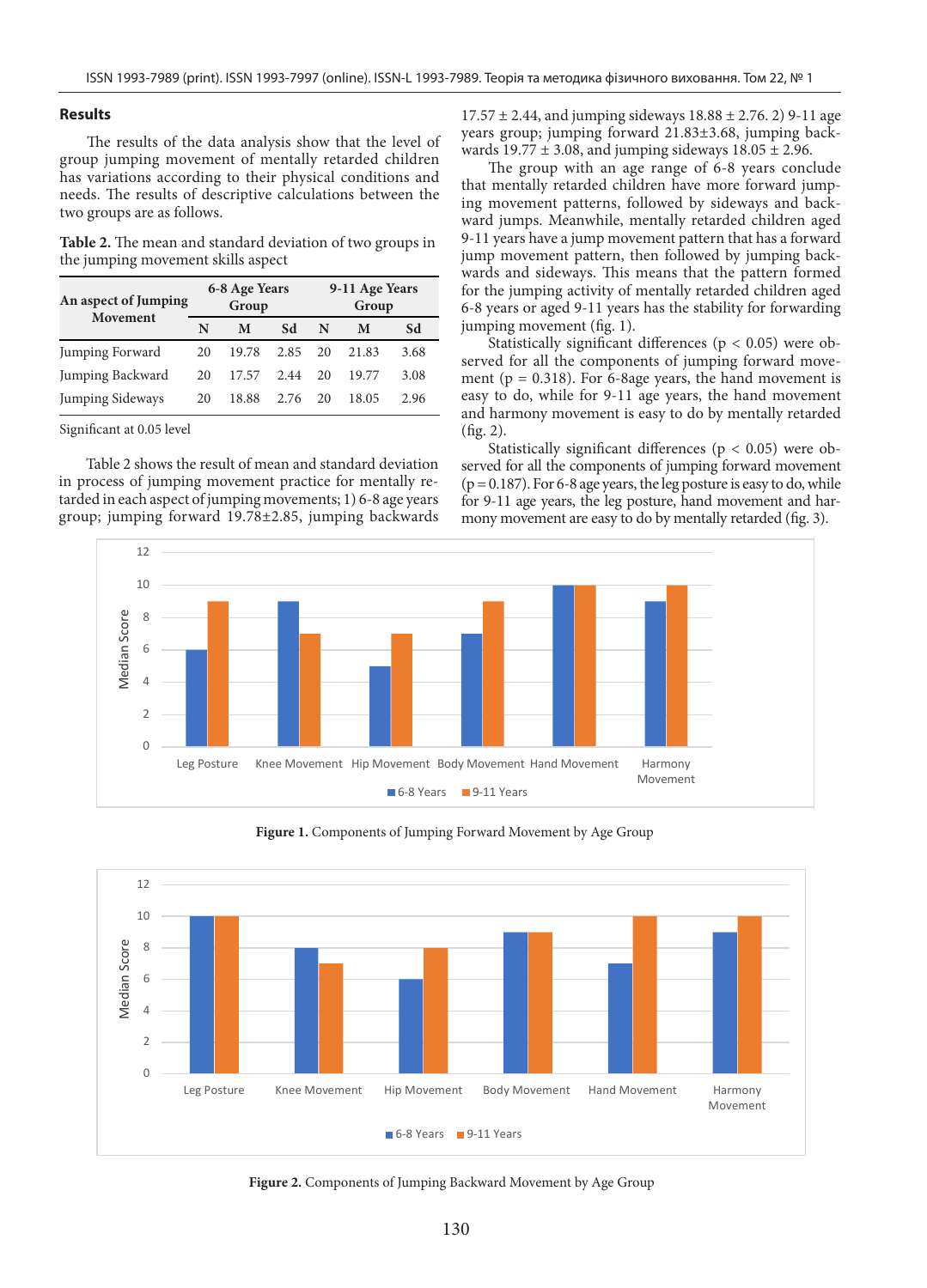## Results

The results of the data analysis show that the level of group jumping movement of mentally retarded children has variations according to their physical conditions and needs. The results of descriptive calculations between the two groups are as follows.

**Table 2.** The mean and standard deviation of two groups in the jumping movement skills aspect

| An aspect of Jumping Movement | 6-8 Age Years Group | | | 9-11 Age Years Group | | |
|---|---|---|---|---|---|---|
| | N | M | Sd | N | M | Sd |
| Jumping Forward | 20 | 19.78 | 2.85 | 20 | 21.83 | 3.68 |
| Jumping Backward | 20 | 17.57 | 2.44 | 20 | 19.77 | 3.08 |
| Jumping Sideways | 20 | 18.88 | 2.76 | 20 | 18.05 | 2.96 |

Significant at 0.05 level

Table 2 shows the result of mean and standard deviation in process of jumping movement practice for mentally retarded in each aspect of jumping movements; 1) 6-8 age years group; jumping forward 19.78±2.85, jumping backwards 17.57 ± 2.44, and jumping sideways 18.88 ± 2.76. 2) 9-11 age years group; jumping forward 21.83±3.68, jumping backwards 19.77 ± 3.08, and jumping sideways 18.05 ± 2.96.

The group with an age range of 6-8 years conclude that mentally retarded children have more forward jumping movement patterns, followed by sideways and backward jumps. Meanwhile, mentally retarded children aged 9-11 years have a jump movement pattern that has a forward jump movement pattern, then followed by jumping backwards and sideways. This means that the pattern formed for the jumping activity of mentally retarded children aged 6-8 years or aged 9-11 years has the stability for forwarding jumping movement (fig. 1).

Statistically significant differences ($p < 0.05$) were observed for all the components of jumping forward movement ($p = 0.318$). For 6-8age years, the hand movement is easy to do, while for 9-11 age years, the hand movement and harmony movement is easy to do by mentally retarded (fig. 2).

Statistically significant differences ($p < 0.05$) were observed for all the components of jumping forward movement ($p = 0.187$). For 6-8 age years, the leg posture is easy to do, while for 9-11 age years, the leg posture, hand movement and harmony movement are easy to do by mentally retarded (fig. 3).

**Figure 1.** Components of Jumping Forward Movement by Age Group

**Figure 2.** Components of Jumping Backward Movement by Age Group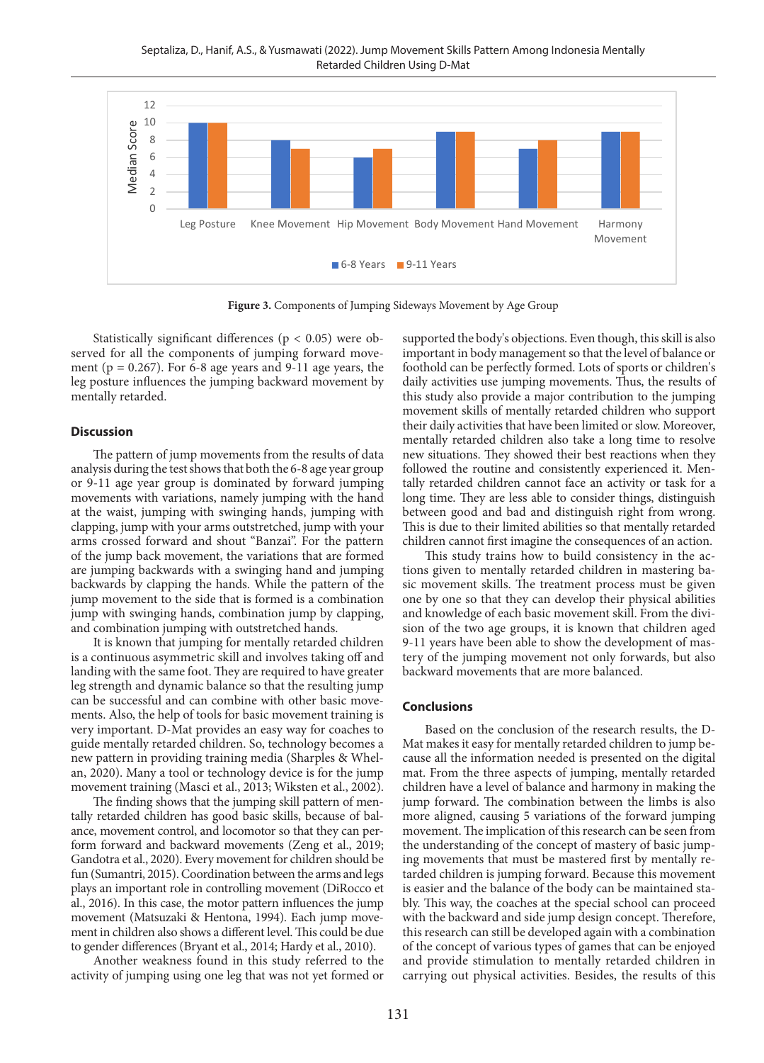**Figure 3.** Components of Jumping Sideways Movement by Age Group

Statistically significant differences ($p < 0.05$) were observed for all the components of jumping forward movement ($p = 0.267$). For 6-8 age years and 9-11 age years, the leg posture influences the jumping backward movement by mentally retarded.

## Discussion

The pattern of jump movements from the results of data analysis during the test shows that both the 6-8 age year group or 9-11 age year group is dominated by forward jumping movements with variations, namely jumping with the hand at the waist, jumping with swinging hands, jumping with clapping, jump with your arms outstretched, jump with your arms crossed forward and shout "Banzai". For the pattern of the jump back movement, the variations that are formed are jumping backwards with a swinging hand and jumping backwards by clapping the hands. While the pattern of the jump movement to the side that is formed is a combination jump with swinging hands, combination jump by clapping, and combination jumping with outstretched hands.

It is known that jumping for mentally retarded children is a continuous asymmetric skill and involves taking off and landing with the same foot. They are required to have greater leg strength and dynamic balance so that the resulting jump can be successful and can combine with other basic movements. Also, the help of tools for basic movement training is very important. D-Mat provides an easy way for coaches to guide mentally retarded children. So, technology becomes a new pattern in providing training media (Sharples & Whelan, 2020). Many a tool or technology device is for the jump movement training (Masci et al., 2013; Wiksten et al., 2002).

The finding shows that the jumping skill pattern of mentally retarded children has good basic skills, because of balance, movement control, and locomotor so that they can perform forward and backward movements (Zeng et al., 2019; Gandotra et al., 2020). Every movement for children should be fun (Sumantri, 2015). Coordination between the arms and legs plays an important role in controlling movement (DiRocco et al., 2016). In this case, the motor pattern influences the jump movement (Matsuzaki & Hentona, 1994). Each jump movement in children also shows a different level. This could be due to gender differences (Bryant et al., 2014; Hardy et al., 2010).

Another weakness found in this study referred to the activity of jumping using one leg that was not yet formed or supported the body's objections. Even though, this skill is also important in body management so that the level of balance or foothold can be perfectly formed. Lots of sports or children's daily activities use jumping movements. Thus, the results of this study also provide a major contribution to the jumping movement skills of mentally retarded children who support their daily activities that have been limited or slow. Moreover, mentally retarded children also take a long time to resolve new situations. They showed their best reactions when they followed the routine and consistently experienced it. Mentally retarded children cannot face an activity or task for a long time. They are less able to consider things, distinguish between good and bad and distinguish right from wrong. This is due to their limited abilities so that mentally retarded children cannot first imagine the consequences of an action.

This study trains how to build consistency in the actions given to mentally retarded children in mastering basic movement skills. The treatment process must be given one by one so that they can develop their physical abilities and knowledge of each basic movement skill. From the division of the two age groups, it is known that children aged 9-11 years have been able to show the development of mastery of the jumping movement not only forwards, but also backward movements that are more balanced.

## Conclusions

Based on the conclusion of the research results, the D-Mat makes it easy for mentally retarded children to jump because all the information needed is presented on the digital mat. From the three aspects of jumping, mentally retarded children have a level of balance and harmony in making the jump forward. The combination between the limbs is also more aligned, causing 5 variations of the forward jumping movement. The implication of this research can be seen from the understanding of the concept of mastery of basic jumping movements that must be mastered first by mentally retarded children is jumping forward. Because this movement is easier and the balance of the body can be maintained stably. This way, the coaches at the special school can proceed with the backward and side jump design concept. Therefore, this research can still be developed again with a combination of the concept of various types of games that can be enjoyed and provide stimulation to mentally retarded children in carrying out physical activities. Besides, the results of this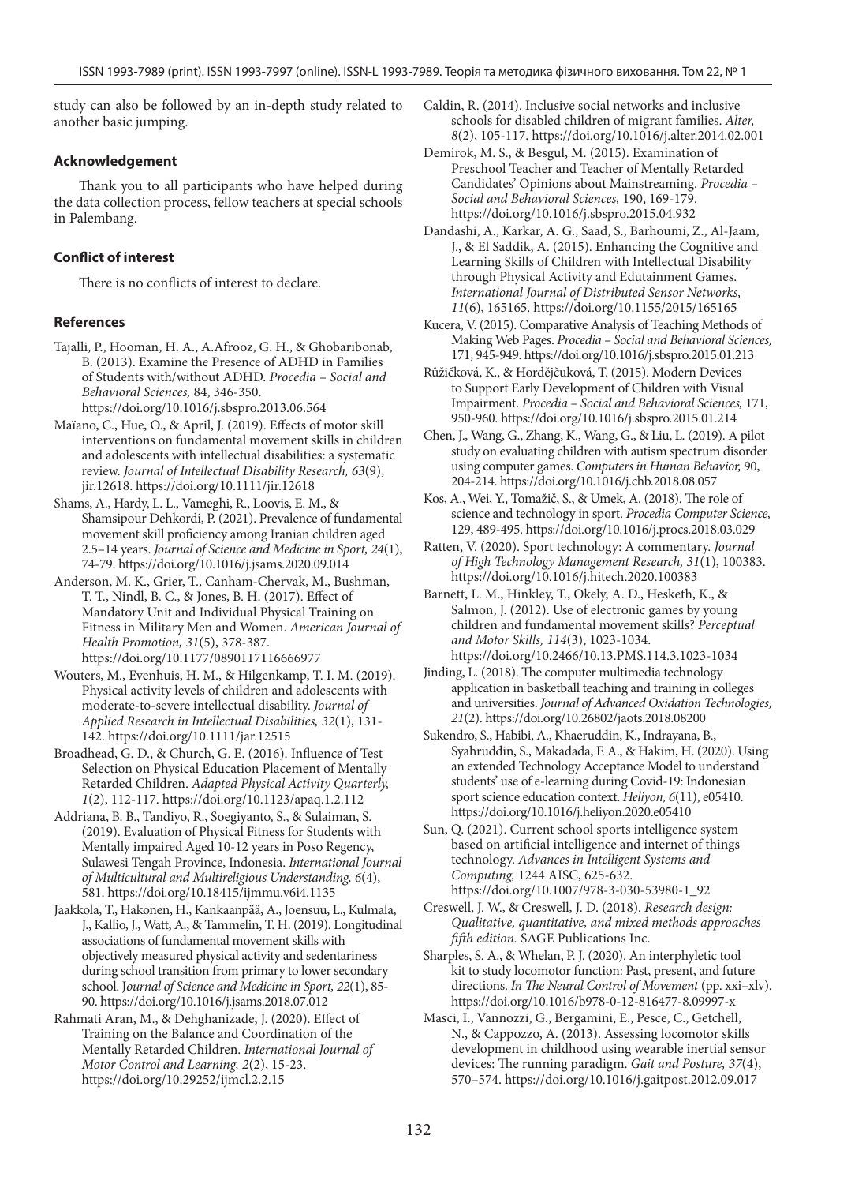study can also be followed by an in-depth study related to another basic jumping.

### Acknowledgement

Thank you to all participants who have helped during the data collection process, fellow teachers at special schools in Palembang.

### Conflict of interest

There is no conflicts of interest to declare.

### References

Tajalli, P., Hooman, H. A., A.Afrooz, G. H., & Ghobaribonab, B. (2013). Examine the Presence of ADHD in Families of Students with/without ADHD. *Procedia – Social and Behavioral Sciences,* 84, 346-350. https://doi.org/10.1016/j.sbspro.2013.06.564

Maïano, C., Hue, O., & April, J. (2019). Effects of motor skill interventions on fundamental movement skills in children and adolescents with intellectual disabilities: a systematic review. *Journal of Intellectual Disability Research, 63*(9), jir.12618. https://doi.org/10.1111/jir.12618

Shams, A., Hardy, L. L., Vameghi, R., Loovis, E. M., & Shamsipour Dehkordi, P. (2021). Prevalence of fundamental movement skill proficiency among Iranian children aged 2.5–14 years. *Journal of Science and Medicine in Sport, 24*(1), 74-79. https://doi.org/10.1016/j.jsams.2020.09.014

Anderson, M. K., Grier, T., Canham-Chervak, M., Bushman, T. T., Nindl, B. C., & Jones, B. H. (2017). Effect of Mandatory Unit and Individual Physical Training on Fitness in Military Men and Women. *American Journal of Health Promotion, 31*(5), 378-387. https://doi.org/10.1177/0890117116666977

Wouters, M., Evenhuis, H. M., & Hilgenkamp, T. I. M. (2019). Physical activity levels of children and adolescents with moderate-to-severe intellectual disability. *Journal of Applied Research in Intellectual Disabilities, 32*(1), 131-142. https://doi.org/10.1111/jar.12515

Broadhead, G. D., & Church, G. E. (2016). Influence of Test Selection on Physical Education Placement of Mentally Retarded Children. *Adapted Physical Activity Quarterly, 1*(2), 112-117. https://doi.org/10.1123/apaq.1.2.112

Addriana, B. B., Tandiyo, R., Soegiyanto, S., & Sulaiman, S. (2019). Evaluation of Physical Fitness for Students with Mentally impaired Aged 10-12 years in Poso Regency, Sulawesi Tengah Province, Indonesia. *International Journal of Multicultural and Multireligious Understanding, 6*(4), 581. https://doi.org/10.18415/ijmmu.v6i4.1135

Jaakkola, T., Hakonen, H., Kankaanpää, A., Joensuu, L., Kulmala, J., Kallio, J., Watt, A., & Tammelin, T. H. (2019). Longitudinal associations of fundamental movement skills with objectively measured physical activity and sedentariness during school transition from primary to lower secondary school. J*ournal of Science and Medicine in Sport, 22*(1), 85-90. https://doi.org/10.1016/j.jsams.2018.07.012

Rahmati Aran, M., & Dehghanizade, J. (2020). Effect of Training on the Balance and Coordination of the Mentally Retarded Children. *International Journal of Motor Control and Learning, 2*(2), 15-23. https://doi.org/10.29252/ijmcl.2.2.15

Caldin, R. (2014). Inclusive social networks and inclusive schools for disabled children of migrant families. *Alter, 8*(2), 105-117. https://doi.org/10.1016/j.alter.2014.02.001

Demirok, M. S., & Besgul, M. (2015). Examination of Preschool Teacher and Teacher of Mentally Retarded Candidates' Opinions about Mainstreaming. *Procedia – Social and Behavioral Sciences,* 190, 169-179. https://doi.org/10.1016/j.sbspro.2015.04.932

Dandashi, A., Karkar, A. G., Saad, S., Barhoumi, Z., Al-Jaam, J., & El Saddik, A. (2015). Enhancing the Cognitive and Learning Skills of Children with Intellectual Disability through Physical Activity and Edutainment Games. *International Journal of Distributed Sensor Networks, 11*(6), 165165. https://doi.org/10.1155/2015/165165

Kucera, V. (2015). Comparative Analysis of Teaching Methods of Making Web Pages. *Procedia – Social and Behavioral Sciences,* 171, 945-949. https://doi.org/10.1016/j.sbspro.2015.01.213

Růžičková, K., & Horděјčuková, T. (2015). Modern Devices to Support Early Development of Children with Visual Impairment. *Procedia – Social and Behavioral Sciences,* 171, 950-960. https://doi.org/10.1016/j.sbspro.2015.01.214

Chen, J., Wang, G., Zhang, K., Wang, G., & Liu, L. (2019). A pilot study on evaluating children with autism spectrum disorder using computer games. *Computers in Human Behavior,* 90, 204-214. https://doi.org/10.1016/j.chb.2018.08.057

Kos, A., Wei, Y., Tomažič, S., & Umek, A. (2018). The role of science and technology in sport. *Procedia Computer Science,* 129, 489-495. https://doi.org/10.1016/j.procs.2018.03.029

Ratten, V. (2020). Sport technology: A commentary. *Journal of High Technology Management Research, 31*(1), 100383. https://doi.org/10.1016/j.hitech.2020.100383

Barnett, L. M., Hinkley, T., Okely, A. D., Hesketh, K., & Salmon, J. (2012). Use of electronic games by young children and fundamental movement skills? *Perceptual and Motor Skills, 114*(3), 1023-1034. https://doi.org/10.2466/10.13.PMS.114.3.1023-1034

Jinding, L. (2018). The computer multimedia technology application in basketball teaching and training in colleges and universities. *Journal of Advanced Oxidation Technologies, 21*(2). https://doi.org/10.26802/jaots.2018.08200

Sukendro, S., Habibi, A., Khaeruddin, K., Indrayana, B., Syahruddin, S., Makadada, F. A., & Hakim, H. (2020). Using an extended Technology Acceptance Model to understand students' use of e-learning during Covid-19: Indonesian sport science education context. *Heliyon, 6*(11), e05410. https://doi.org/10.1016/j.heliyon.2020.e05410

Sun, Q. (2021). Current school sports intelligence system based on artificial intelligence and internet of things technology. *Advances in Intelligent Systems and Computing,* 1244 AISC, 625-632. https://doi.org/10.1007/978-3-030-53980-1_92

Creswell, J. W., & Creswell, J. D. (2018). *Research design: Qualitative, quantitative, and mixed methods approaches fifth edition.* SAGE Publications Inc.

Sharples, S. A., & Whelan, P. J. (2020). An interphyletic tool kit to study locomotor function: Past, present, and future directions. *In The Neural Control of Movement* (pp. xxi–xlv). https://doi.org/10.1016/b978-0-12-816477-8.09997-x

Masci, I., Vannozzi, G., Bergamini, E., Pesce, C., Getchell, N., & Cappozzo, A. (2013). Assessing locomotor skills development in childhood using wearable inertial sensor devices: The running paradigm. *Gait and Posture, 37*(4), 570–574. https://doi.org/10.1016/j.gaitpost.2012.09.017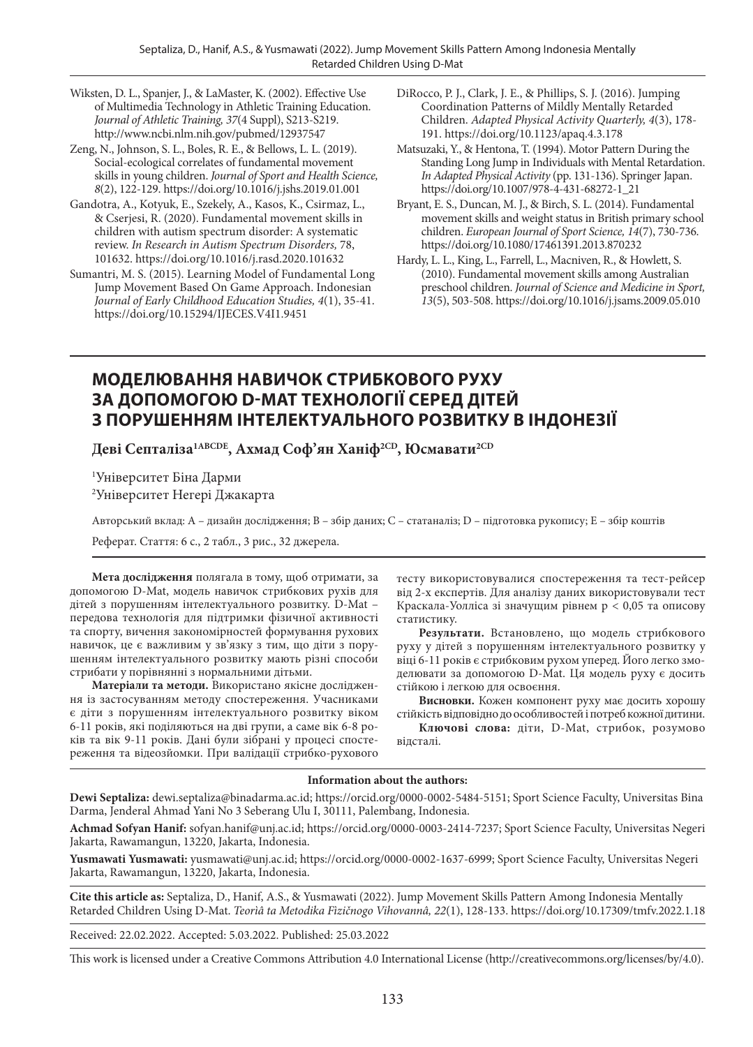Wiksten, D. L., Spanjer, J., & LaMaster, K. (2002). Effective Use of Multimedia Technology in Athletic Training Education. *Journal of Athletic Training, 37*(4 Suppl), S213-S219. http://www.ncbi.nlm.nih.gov/pubmed/12937547

Zeng, N., Johnson, S. L., Boles, R. E., & Bellows, L. L. (2019). Social-ecological correlates of fundamental movement skills in young children. *Journal of Sport and Health Science, 8*(2), 122-129. https://doi.org/10.1016/j.jshs.2019.01.001

Gandotra, A., Kotyuk, E., Szekely, A., Kasos, K., Csirmaz, L., & Cserjesi, R. (2020). Fundamental movement skills in children with autism spectrum disorder: A systematic review. *In Research in Autism Spectrum Disorders,* 78, 101632. https://doi.org/10.1016/j.rasd.2020.101632

Sumantri, M. S. (2015). Learning Model of Fundamental Long Jump Movement Based On Game Approach. Indonesian *Journal of Early Childhood Education Studies, 4*(1), 35-41. https://doi.org/10.15294/IJECES.V4I1.9451

DiRocco, P. J., Clark, J. E., & Phillips, S. J. (2016). Jumping Coordination Patterns of Mildly Mentally Retarded Children. *Adapted Physical Activity Quarterly, 4*(3), 178-191. https://doi.org/10.1123/apaq.4.3.178

Matsuzaki, Y., & Hentona, T. (1994). Motor Pattern During the Standing Long Jump in Individuals with Mental Retardation. *In Adapted Physical Activity* (pp. 131-136). Springer Japan. https://doi.org/10.1007/978-4-431-68272-1_21

Bryant, E. S., Duncan, M. J., & Birch, S. L. (2014). Fundamental movement skills and weight status in British primary school children. *European Journal of Sport Science, 14*(7), 730-736. https://doi.org/10.1080/17461391.2013.870232

Hardy, L. L., King, L., Farrell, L., Macniven, R., & Howlett, S. (2010). Fundamental movement skills among Australian preschool children. *Journal of Science and Medicine in Sport, 13*(5), 503-508. https://doi.org/10.1016/j.jsams.2009.05.010

# МОДЕЛЮВАННЯ НАВИЧОК СТРИБКОВОГО РУХУ ЗА ДОПОМОГОЮ D-MAT ТЕХНОЛОГІЇ СЕРЕД ДІТЕЙ З ПОРУШЕННЯМ ІНТЕЛЕКТУАЛЬНОГО РОЗВИТКУ В ІНДОНЕЗІЇ

**Деві Септаліза[1ABCDE], Ахмад Соф'ян Ханіф[2CD], Юсмаваті[2CD]**

[1]Університет Біна Дарми

[2]Університет Негері Джакарта

Авторський вклад: A – дизайн дослідження; B – збір даних; C – статаналіз; D – підготовка рукопису; E – збір коштів

Реферат. Стаття: 6 с., 2 табл., 3 рис., 32 джерела.

**Мета дослідження** полягала в тому, щоб отримати, за допомогою D-Mat, модель навичок стрибкових рухів для дітей з порушенням інтелектуального розвитку. D-Mat – передова технологія для підтримки фізичної активності та спорту, вичення закономірностей формування рухових навичок, це є важливим у зв'язку з тим, що діти з порушенням інтелектуального розвитку мають різні способи стрибати у порівнянні з нормальними дітьми.

**Матеріали та методи.** Використано якісне дослідження із застосуванням методу спостереження. Учасниками є діти з порушенням інтелектуального розвитку віком 6-11 років, які поділяються на дві групи, а саме вік 6-8 років та вік 9-11 років. Дані були зібрані у процесі спостереження та відеозйомки. При валідації стрибко-рухового тесту використовувалися спостереження та тест-рейсер від 2-х експертів. Для аналізу даних використовували тест Краскала-Уолліса зі значущим рівнем $p < 0,05$ та описову статистику.

**Результати.** Встановлено, що модель стрибкового руху у дітей з порушенням інтелектуального розвитку у віці 6-11 років є стрибковим рухом уперед. Його легко змоделювати за допомогою D-Mat. Ця модель руху є досить стійкою і легкою для освоєння.

**Висновки.** Кожен компонент руху має досить хорошу стійкість відповідно до особливостей і потреб кожної дитини.

**Ключові слова:** діти, D-Mat, стрибок, розумово відсталі.

**Information about the authors:**

**Dewi Septaliza:** dewi.septaliza@binadarma.ac.id; https://orcid.org/0000-0002-5484-5151; Sport Science Faculty, Universitas Bina Darma, Jenderal Ahmad Yani No 3 Seberang Ulu I, 30111, Palembang, Indonesia.

**Achmad Sofyan Hanif:** sofyan.hanif@unj.ac.id; https://orcid.org/0000-0003-2414-7237; Sport Science Faculty, Universitas Negeri Jakarta, Rawamangun, 13220, Jakarta, Indonesia.

**Yusmawati Yusmawati:** yusmawati@unj.ac.id; https://orcid.org/0000-0002-1637-6999; Sport Science Faculty, Universitas Negeri Jakarta, Rawamangun, 13220, Jakarta, Indonesia.

**Cite this article as:** Septaliza, D., Hanif, A.S., & Yusmawati (2022). Jump Movement Skills Pattern Among Indonesia Mentally Retarded Children Using D-Mat. *Teorìâ ta Metodika Fìzičnogo Vihovannâ, 22*(1), 128-133. https://doi.org/10.17309/tmfv.2022.1.18

Received: 22.02.2022. Accepted: 5.03.2022. Published: 25.03.2022

This work is licensed under a Creative Commons Attribution 4.0 International License (http://creativecommons.org/licenses/by/4.0).